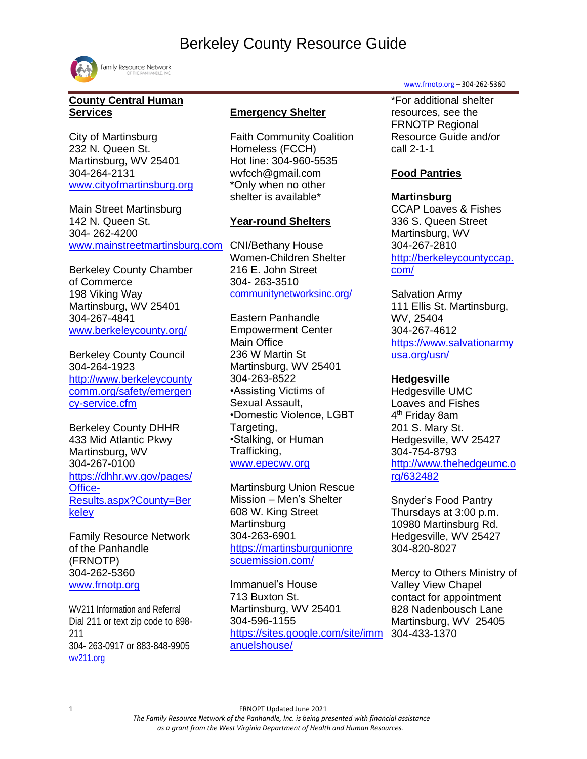# Berkeley County Resource Guide

Family Resource Network OF THE PANHANDLE, INC.

www.frnotp.org – 304-262-5360

## County Central Human Services

City of Martinsburg
232 N. Queen St.
Martinsburg, WV 25401
304-264-2131
www.cityofmartinsburg.org

Main Street Martinsburg
142 N. Queen St.
304- 262-4200
www.mainstreetmartinsburg.com

Berkeley County Chamber of Commerce
198 Viking Way
Martinsburg, WV 25401
304-267-4841
www.berkeleycounty.org/

Berkeley County Council
304-264-1923
http://www.berkeleycountycomm.org/safety/emergency-service.cfm

Berkeley County DHHR
433 Mid Atlantic Pkwy
Martinsburg, WV
304-267-0100
https://dhhr.wv.gov/pages/Office-Results.aspx?County=Berkeley

Family Resource Network of the Panhandle (FRNOTP)
304-262-5360
www.frnotp.org

WV211 Information and Referral
Dial 211 or text zip code to 898-211
304- 263-0917 or 883-848-9905
wv211.org

## Emergency Shelter

Faith Community Coalition Homeless (FCCH)
Hot line: 304-960-5535
wvfcch@gmail.com
*Only when no other shelter is available*

## Year-round Shelters

CNI/Bethany House
Women-Children Shelter
216 E. John Street
304- 263-3510
communitynetworksinc.org/

Eastern Panhandle Empowerment Center
Main Office
236 W Martin St
Martinsburg, WV 25401
304-263-8522
•Assisting Victims of Sexual Assault,
•Domestic Violence, LGBT Targeting,
•Stalking, or Human Trafficking,
www.epecwv.org

Martinsburg Union Rescue Mission – Men's Shelter
608 W. King Street
Martinsburg
304-263-6901
https://martinsburgunionrescuemission.com/

Immanuel's House
713 Buxton St.
Martinsburg, WV 25401
304-596-1155
https://sites.google.com/site/immanuelshouse/

*For additional shelter resources, see the FRNOTP Regional Resource Guide and/or call 2-1-1

## Food Pantries

**Martinsburg**

CCAP Loaves & Fishes
336 S. Queen Street
Martinsburg, WV
304-267-2810
http://berkeleycountyccap.com/

Salvation Army
111 Ellis St. Martinsburg, WV, 25404
304-267-4612
https://www.salvationarmyusa.org/usn/

**Hedgesville**

Hedgesville UMC Loaves and Fishes
4th Friday 8am
201 S. Mary St.
Hedgesville, WV 25427
304-754-8793
http://www.thehedgeumc.org/632482

Snyder's Food Pantry
Thursdays at 3:00 p.m.
10980 Martinsburg Rd.
Hedgesville, WV 25427
304-820-8027

Mercy to Others Ministry of Valley View Chapel
contact for appointment
828 Nadenbousch Lane
Martinsburg, WV 25405
304-433-1370

FRNOPT Updated June 2021

*The Family Resource Network of the Panhandle, Inc. is being presented with financial assistance as a grant from the West Virginia Department of Health and Human Resources.*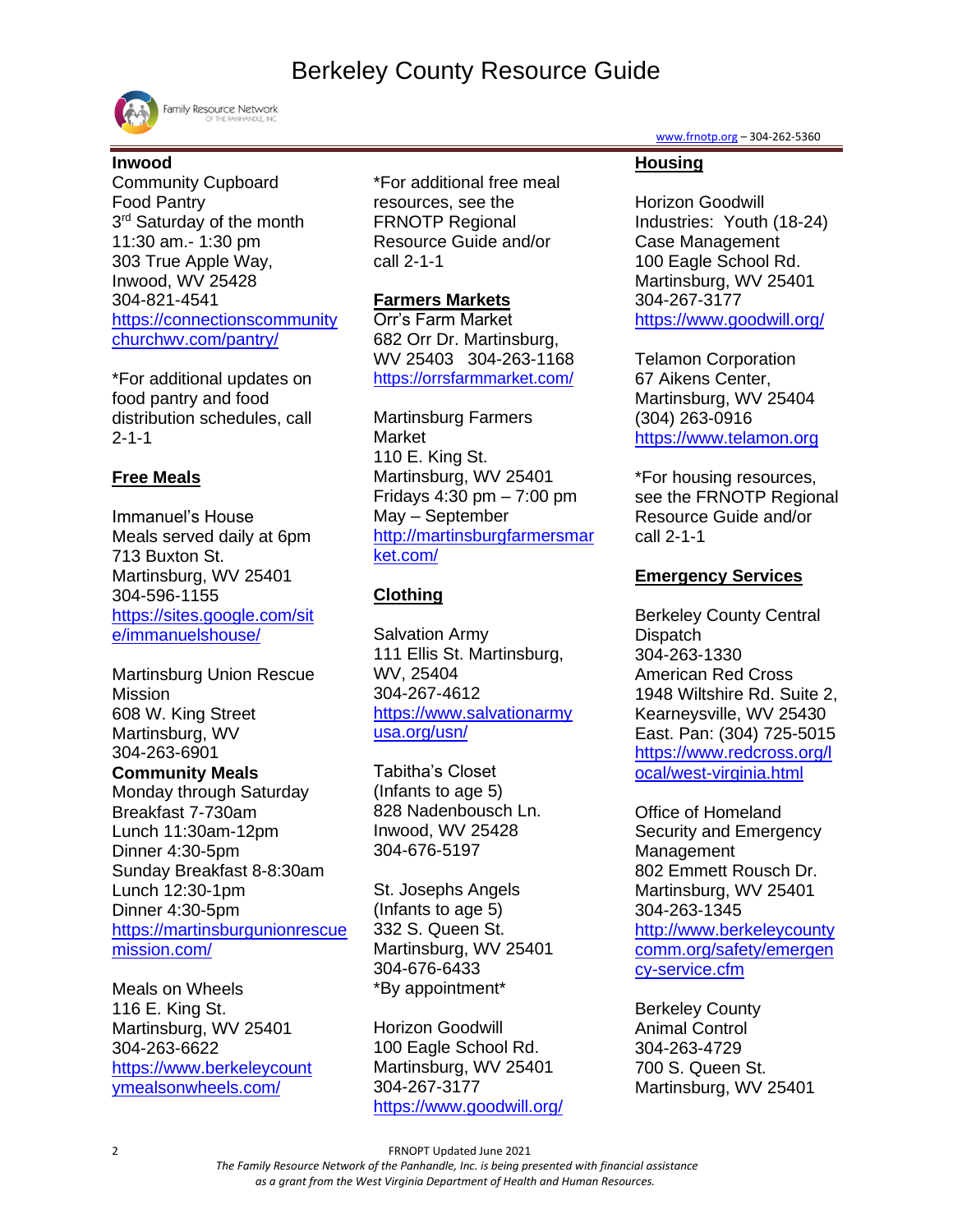**Inwood**
Community Cupboard
Food Pantry
3rd Saturday of the month
11:30 am.- 1:30 pm
303 True Apple Way,
Inwood, WV 25428
304-821-4541
https://connectionscommunitychurchwv.com/pantry/

*For additional updates on food pantry and food distribution schedules, call 2-1-1

## Free Meals

Immanuel's House
Meals served daily at 6pm
713 Buxton St.
Martinsburg, WV 25401
304-596-1155
https://sites.google.com/site/immanuelshouse/

Martinsburg Union Rescue Mission
608 W. King Street
Martinsburg, WV
304-263-6901
**Community Meals**
Monday through Saturday
Breakfast 7-730am
Lunch 11:30am-12pm
Dinner 4:30-5pm
Sunday Breakfast 8-8:30am
Lunch 12:30-1pm
Dinner 4:30-5pm
https://martinsburgunionrescuemission.com/

Meals on Wheels
116 E. King St.
Martinsburg, WV 25401
304-263-6622
https://www.berkeleycountymealsonwheels.com/

*For additional free meal resources, see the FRNOTP Regional Resource Guide and/or call 2-1-1

## Farmers Markets

Orr's Farm Market
682 Orr Dr. Martinsburg, WV 25403 304-263-1168
https://orrsfarmmarket.com/

Martinsburg Farmers Market
110 E. King St.
Martinsburg, WV 25401
Fridays 4:30 pm – 7:00 pm
May – September
http://martinsburgfarmersmarket.com/

## Clothing

Salvation Army
111 Ellis St. Martinsburg, WV, 25404
304-267-4612
https://www.salvationarmyusa.org/usn/

Tabitha's Closet
(Infants to age 5)
828 Nadenbousch Ln.
Inwood, WV 25428
304-676-5197

St. Josephs Angels
(Infants to age 5)
332 S. Queen St.
Martinsburg, WV 25401
304-676-6433
*By appointment*

Horizon Goodwill
100 Eagle School Rd.
Martinsburg, WV 25401
304-267-3177
https://www.goodwill.org/

## Housing

Horizon Goodwill Industries: Youth (18-24) Case Management
100 Eagle School Rd.
Martinsburg, WV 25401
304-267-3177
https://www.goodwill.org/

Telamon Corporation
67 Aikens Center,
Martinsburg, WV 25404
(304) 263-0916
https://www.telamon.org

*For housing resources, see the FRNOTP Regional Resource Guide and/or call 2-1-1

## Emergency Services

Berkeley County Central Dispatch
304-263-1330
American Red Cross
1948 Wiltshire Rd. Suite 2,
Kearneysville, WV 25430
East. Pan: (304) 725-5015
https://www.redcross.org/local/west-virginia.html

Office of Homeland Security and Emergency Management
802 Emmett Rousch Dr.
Martinsburg, WV 25401
304-263-1345
http://www.berkeleycountycomm.org/safety/emergency-service.cfm

Berkeley County Animal Control
304-263-4729
700 S. Queen St.
Martinsburg, WV 25401

FRNOPT Updated June 2021

*The Family Resource Network of the Panhandle, Inc. is being presented with financial assistance as a grant from the West Virginia Department of Health and Human Resources.*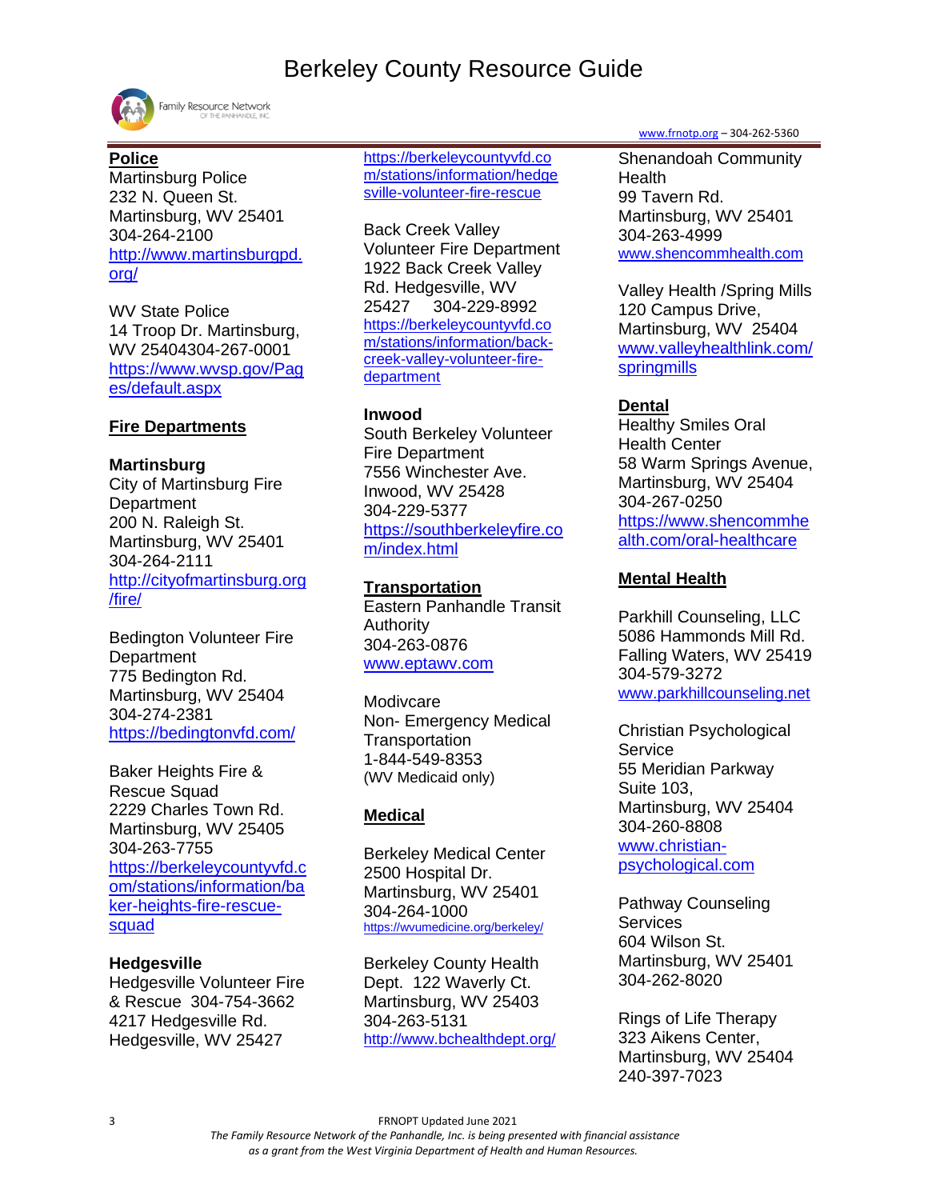# Berkeley County Resource Guide

Family Resource Network OF THE PANHANDLE, INC.

www.frnotp.org – 304-262-5360

## Police

Martinsburg Police
232 N. Queen St.
Martinsburg, WV 25401
304-264-2100
http://www.martinsburgpd.org/

WV State Police
14 Troop Dr. Martinsburg, WV 25404304-267-0001
https://www.wvsp.gov/Pages/default.aspx

## Fire Departments

### Martinsburg

City of Martinsburg Fire Department
200 N. Raleigh St.
Martinsburg, WV 25401
304-264-2111
http://cityofmartinsburg.org/fire/

Bedington Volunteer Fire Department
775 Bedington Rd.
Martinsburg, WV 25404
304-274-2381
https://bedingtonvfd.com/

Baker Heights Fire & Rescue Squad
2229 Charles Town Rd.
Martinsburg, WV 25405
304-263-7755
https://berkeleycountyvfd.com/stations/information/baker-heights-fire-rescue-squad

### Hedgesville

Hedgesville Volunteer Fire & Rescue 304-754-3662
4217 Hedgesville Rd.
Hedgesville, WV 25427
https://berkeleycountyvfd.com/stations/information/hedgesville-volunteer-fire-rescue

Back Creek Valley Volunteer Fire Department
1922 Back Creek Valley Rd. Hedgesville, WV 25427 304-229-8992
https://berkeleycountyvfd.com/stations/information/back-creek-valley-volunteer-fire-department

### Inwood

South Berkeley Volunteer Fire Department
7556 Winchester Ave.
Inwood, WV 25428
304-229-5377
https://southberkeleyfire.com/index.html

## Transportation

Eastern Panhandle Transit Authority
304-263-0876
www.eptawv.com

Modivcare
Non- Emergency Medical Transportation
1-844-549-8353
(WV Medicaid only)

## Medical

Berkeley Medical Center
2500 Hospital Dr.
Martinsburg, WV 25401
304-264-1000
https://wvumedicine.org/berkeley/

Berkeley County Health Dept. 122 Waverly Ct.
Martinsburg, WV 25403
304-263-5131
http://www.bchealthdept.org/

Shenandoah Community Health
99 Tavern Rd.
Martinsburg, WV 25401
304-263-4999
www.shencommhealth.com

Valley Health /Spring Mills
120 Campus Drive,
Martinsburg, WV 25404
www.valleyhealthlink.com/springmills

## Dental

Healthy Smiles Oral Health Center
58 Warm Springs Avenue,
Martinsburg, WV 25404
304-267-0250
https://www.shencommhealth.com/oral-healthcare

## Mental Health

Parkhill Counseling, LLC
5086 Hammonds Mill Rd.
Falling Waters, WV 25419
304-579-3272
www.parkhillcounseling.net

Christian Psychological Service
55 Meridian Parkway
Suite 103,
Martinsburg, WV 25404
304-260-8808
www.christian-psychological.com

Pathway Counseling Services
604 Wilson St.
Martinsburg, WV 25401
304-262-8020

Rings of Life Therapy
323 Aikens Center,
Martinsburg, WV 25404
240-397-7023

FRNOPT Updated June 2021

*The Family Resource Network of the Panhandle, Inc. is being presented with financial assistance as a grant from the West Virginia Department of Health and Human Resources.*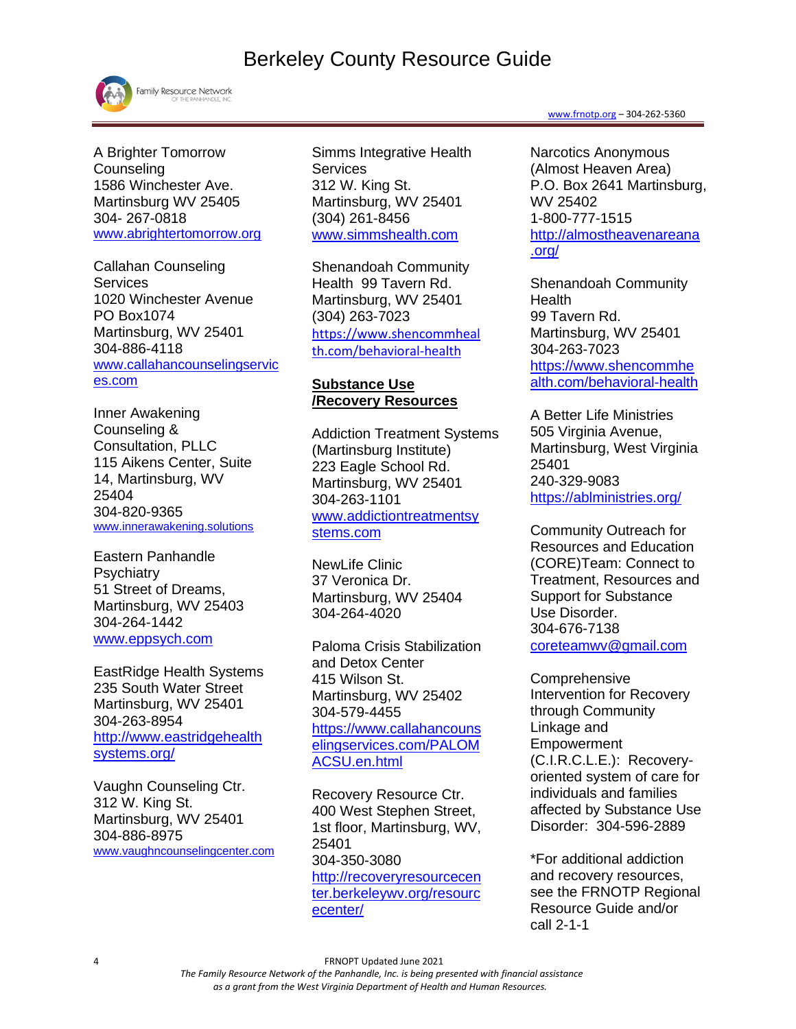A Brighter Tomorrow Counseling
1586 Winchester Ave.
Martinsburg WV 25405
304- 267-0818
www.abrightertomorrow.org

Callahan Counseling Services
1020 Winchester Avenue
PO Box1074
Martinsburg, WV 25401
304-886-4118
www.callahancounselingservices.com

Inner Awakening Counseling & Consultation, PLLC
115 Aikens Center, Suite 14, Martinsburg, WV 25404
304-820-9365
www.innerawakening.solutions

Eastern Panhandle Psychiatry
51 Street of Dreams,
Martinsburg, WV 25403
304-264-1442
www.eppsych.com

EastRidge Health Systems
235 South Water Street
Martinsburg, WV 25401
304-263-8954
http://www.eastridgehealthsystems.org/

Vaughn Counseling Ctr.
312 W. King St.
Martinsburg, WV 25401
304-886-8975
www.vaughncounselingcenter.com

Simms Integrative Health Services
312 W. King St.
Martinsburg, WV 25401
(304) 261-8456
www.simmshealth.com

Shenandoah Community Health 99 Tavern Rd.
Martinsburg, WV 25401
(304) 263-7023
https://www.shencommhealth.com/behavioral-health

**Substance Use /Recovery Resources**

Addiction Treatment Systems (Martinsburg Institute)
223 Eagle School Rd.
Martinsburg, WV 25401
304-263-1101
www.addictiontreatmentsystems.com

NewLife Clinic
37 Veronica Dr.
Martinsburg, WV 25404
304-264-4020

Paloma Crisis Stabilization and Detox Center
415 Wilson St.
Martinsburg, WV 25402
304-579-4455
https://www.callahancounselingservices.com/PALOMACSU.en.html

Recovery Resource Ctr.
400 West Stephen Street, 1st floor, Martinsburg, WV, 25401
304-350-3080
http://recoveryresourcecenter.berkeleywv.org/resourcecenter/

Narcotics Anonymous (Almost Heaven Area)
P.O. Box 2641 Martinsburg, WV 25402
1-800-777-1515
http://almostheavenareana.org/

Shenandoah Community Health
99 Tavern Rd.
Martinsburg, WV 25401
304-263-7023
https://www.shencommhealth.com/behavioral-health

A Better Life Ministries
505 Virginia Avenue,
Martinsburg, West Virginia 25401
240-329-9083
https://ablministries.org/

Community Outreach for Resources and Education (CORE)Team: Connect to Treatment, Resources and Support for Substance Use Disorder.
304-676-7138
coreteamwv@gmail.com

Comprehensive Intervention for Recovery through Community Linkage and Empowerment (C.I.R.C.L.E.): Recovery-oriented system of care for individuals and families affected by Substance Use Disorder: 304-596-2889

*For additional addiction and recovery resources, see the FRNOTP Regional Resource Guide and/or call 2-1-1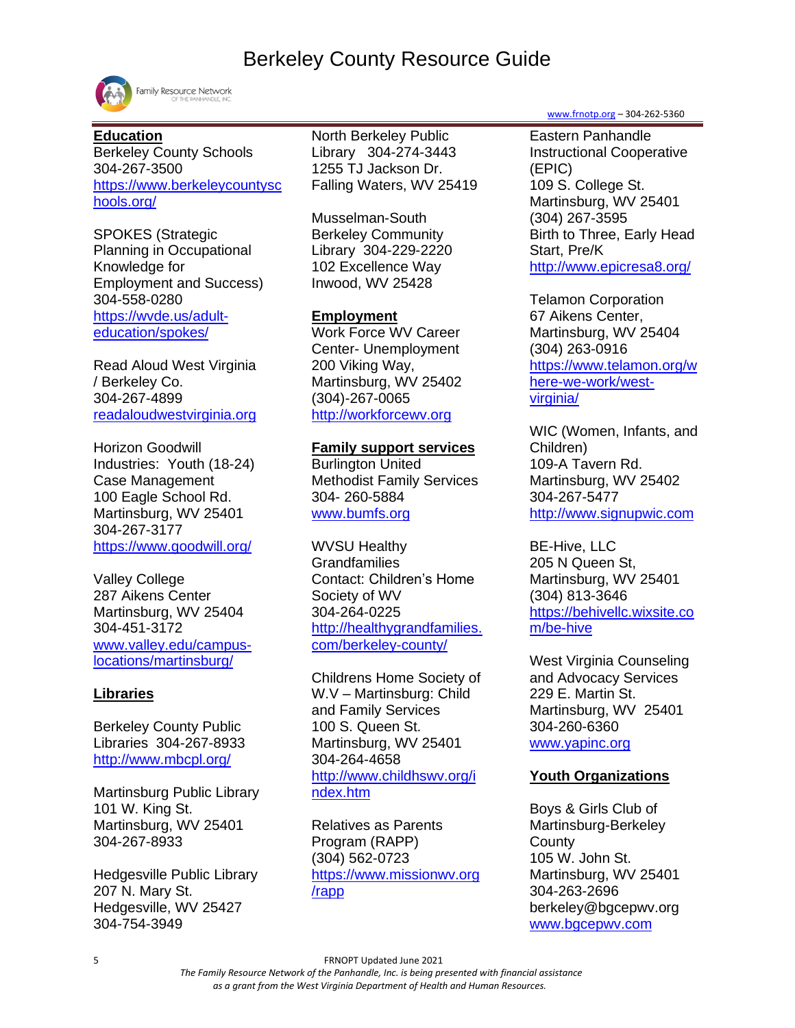# Berkeley County Resource Guide

www.frnotp.org – 304-262-5360

## Education

Berkeley County Schools
304-267-3500
https://www.berkeleycountyschools.org/

SPOKES (Strategic Planning in Occupational Knowledge for Employment and Success)
304-558-0280
https://wvde.us/adult-education/spokes/

Read Aloud West Virginia / Berkeley Co.
304-267-4899
readaloudwestvirginia.org

Horizon Goodwill Industries: Youth (18-24) Case Management
100 Eagle School Rd.
Martinsburg, WV 25401
304-267-3177
https://www.goodwill.org/

Valley College
287 Aikens Center
Martinsburg, WV 25404
304-451-3172
www.valley.edu/campus-locations/martinsburg/

## Libraries

Berkeley County Public Libraries 304-267-8933
http://www.mbcpl.org/

Martinsburg Public Library
101 W. King St.
Martinsburg, WV 25401
304-267-8933

Hedgesville Public Library
207 N. Mary St.
Hedgesville, WV 25427
304-754-3949

North Berkeley Public Library 304-274-3443
1255 TJ Jackson Dr.
Falling Waters, WV 25419

Musselman-South Berkeley Community Library 304-229-2220
102 Excellence Way
Inwood, WV 25428

## Employment

Work Force WV Career Center- Unemployment
200 Viking Way,
Martinsburg, WV 25402
(304)-267-0065
http://workforcewv.org

## Family support services

Burlington United Methodist Family Services
304- 260-5884
www.bumfs.org

WVSU Healthy Grandfamilies
Contact: Children's Home Society of WV
304-264-0225
http://healthygrandfamilies.com/berkeley-county/

Childrens Home Society of W.V – Martinsburg: Child and Family Services
100 S. Queen St.
Martinsburg, WV 25401
304-264-4658
http://www.childhswv.org/index.htm

Relatives as Parents Program (RAPP)
(304) 562-0723
https://www.missionwv.org/rapp

Eastern Panhandle Instructional Cooperative (EPIC)
109 S. College St.
Martinsburg, WV 25401
(304) 267-3595
Birth to Three, Early Head Start, Pre/K
http://www.epicresa8.org/

Telamon Corporation
67 Aikens Center,
Martinsburg, WV 25404
(304) 263-0916
https://www.telamon.org/where-we-work/west-virginia/

WIC (Women, Infants, and Children)
109-A Tavern Rd.
Martinsburg, WV 25402
304-267-5477
http://www.signupwic.com

BE-Hive, LLC
205 N Queen St,
Martinsburg, WV 25401
(304) 813-3646
https://behivellc.wixsite.com/be-hive

West Virginia Counseling and Advocacy Services
229 E. Martin St.
Martinsburg, WV 25401
304-260-6360
www.yapinc.org

## Youth Organizations

Boys & Girls Club of Martinsburg-Berkeley County
105 W. John St.
Martinsburg, WV 25401
304-263-2696
berkeley@bgcepwv.org
www.bgcepwv.com

FRNOPT Updated June 2021

*The Family Resource Network of the Panhandle, Inc. is being presented with financial assistance as a grant from the West Virginia Department of Health and Human Resources.*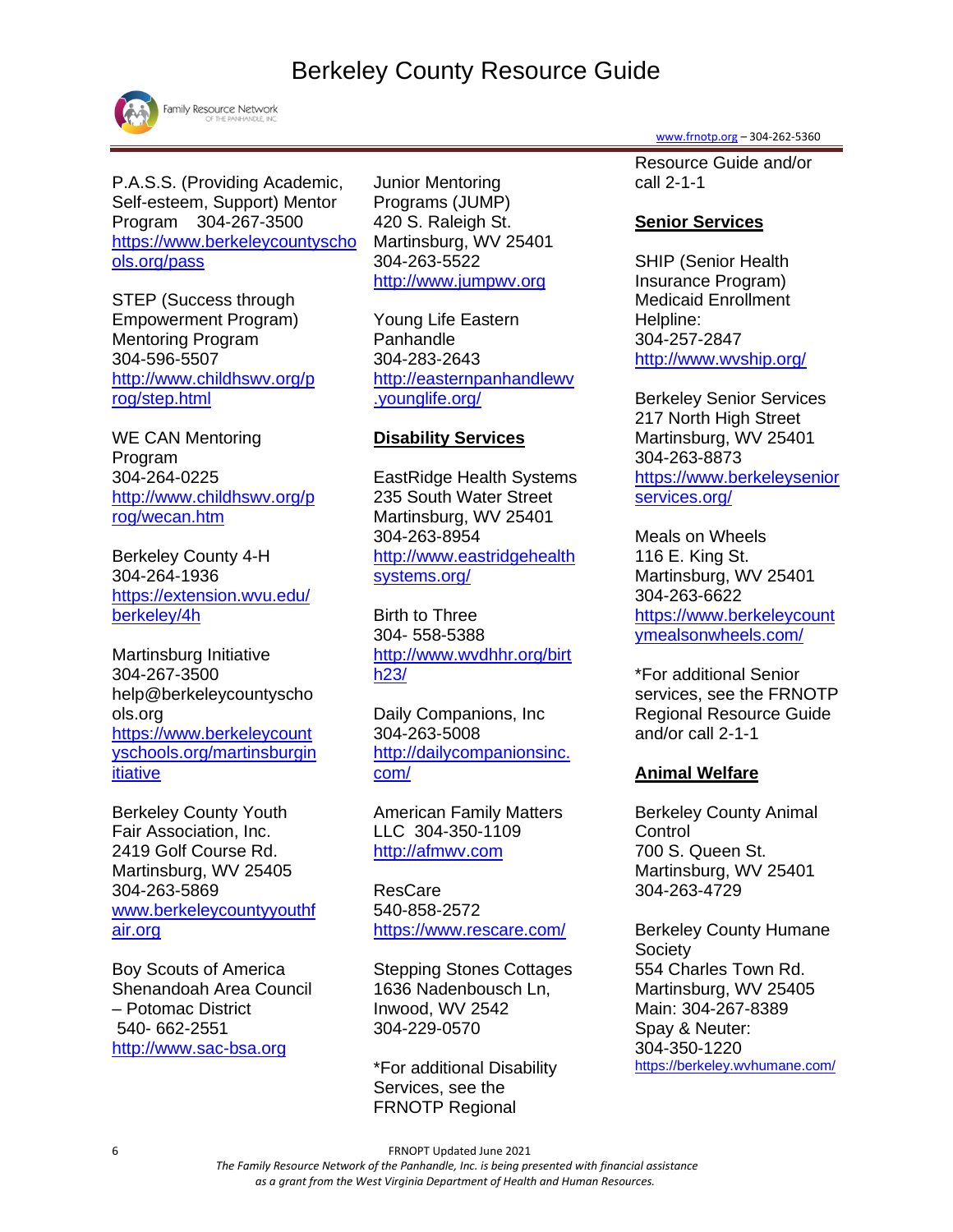P.A.S.S. (Providing Academic, Self-esteem, Support) Mentor Program 304-267-3500
https://www.berkeleycountyschools.org/pass

STEP (Success through Empowerment Program) Mentoring Program
304-596-5507
http://www.childhswv.org/prog/step.html

WE CAN Mentoring Program
304-264-0225
http://www.childhswv.org/prog/wecan.htm

Berkeley County 4-H
304-264-1936
https://extension.wvu.edu/berkeley/4h

Martinsburg Initiative
304-267-3500
help@berkeleycountyschools.org
https://www.berkeleycountyschools.org/martinsburginitiative

Berkeley County Youth Fair Association, Inc.
2419 Golf Course Rd.
Martinsburg, WV 25405
304-263-5869
www.berkeleycountyyouthfair.org

Boy Scouts of America Shenandoah Area Council – Potomac District
540- 662-2551
http://www.sac-bsa.org

Junior Mentoring Programs (JUMP)
420 S. Raleigh St.
Martinsburg, WV 25401
304-263-5522
http://www.jumpwv.org

Young Life Eastern Panhandle
304-283-2643
http://easternpanhandlewv.younglife.org/

**Disability Services**

EastRidge Health Systems
235 South Water Street
Martinsburg, WV 25401
304-263-8954
http://www.eastridgehealthsystems.org/

Birth to Three
304- 558-5388
http://www.wvdhhr.org/birth23/

Daily Companions, Inc
304-263-5008
http://dailycompanionsinc.com/

American Family Matters LLC 304-350-1109
http://afmwv.com

ResCare
540-858-2572
https://www.rescare.com/

Stepping Stones Cottages
1636 Nadenbousch Ln,
Inwood, WV 2542
304-229-0570

*For additional Disability Services, see the FRNOTP Regional Resource Guide and/or call 2-1-1

**Senior Services**

SHIP (Senior Health Insurance Program) Medicaid Enrollment Helpline:
304-257-2847
http://www.wvship.org/

Berkeley Senior Services
217 North High Street
Martinsburg, WV 25401
304-263-8873
https://www.berkeleyseniorservices.org/

Meals on Wheels
116 E. King St.
Martinsburg, WV 25401
304-263-6622
https://www.berkeleycountymealsonwheels.com/

*For additional Senior services, see the FRNOTP Regional Resource Guide and/or call 2-1-1

**Animal Welfare**

Berkeley County Animal Control
700 S. Queen St.
Martinsburg, WV 25401
304-263-4729

Berkeley County Humane Society
554 Charles Town Rd.
Martinsburg, WV 25405
Main: 304-267-8389
Spay & Neuter:
304-350-1220
https://berkeley.wvhumane.org/

FRNOPT Updated June 2021

*The Family Resource Network of the Panhandle, Inc. is being presented with financial assistance as a grant from the West Virginia Department of Health and Human Resources.*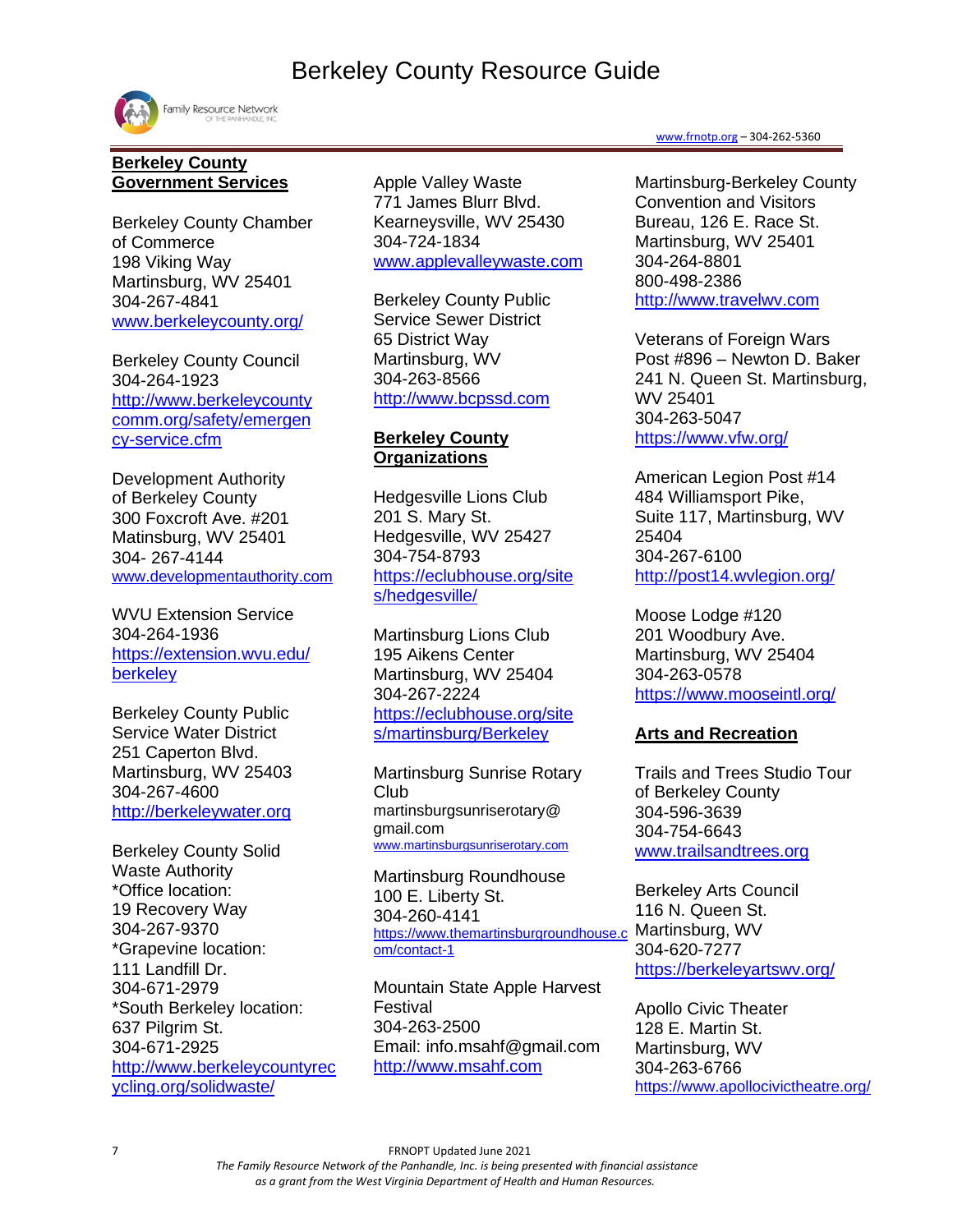# Berkeley County Resource Guide

## Berkeley County Government Services

Berkeley County Chamber of Commerce
198 Viking Way
Martinsburg, WV 25401
304-267-4841
www.berkeleycounty.org/

Berkeley County Council
304-264-1923
http://www.berkeleycountycomm.org/safety/emergency-service.cfm

Development Authority of Berkeley County
300 Foxcroft Ave. #201
Matinsburg, WV 25401
304- 267-4144
www.developmentauthority.com

WVU Extension Service
304-264-1936
https://extension.wvu.edu/berkeley

Berkeley County Public Service Water District
251 Caperton Blvd.
Martinsburg, WV 25403
304-267-4600
http://berkeleywater.org

Berkeley County Solid Waste Authority
*Office location:
19 Recovery Way
304-267-9370
*Grapevine location:
111 Landfill Dr.
304-671-2979
*South Berkeley location:
637 Pilgrim St.
304-671-2925
http://www.berkeleycountyrecycling.org/solidwaste/

Apple Valley Waste
771 James Blurr Blvd.
Kearneysville, WV 25430
304-724-1834
www.applevalleywaste.com

Berkeley County Public Service Sewer District
65 District Way
Martinsburg, WV
304-263-8566
http://www.bcpssd.com

## Berkeley County Organizations

Hedgesville Lions Club
201 S. Mary St.
Hedgesville, WV 25427
304-754-8793
https://eclubhouse.org/sites/hedgesville/

Martinsburg Lions Club
195 Aikens Center
Martinsburg, WV 25404
304-267-2224
https://eclubhouse.org/sites/martinsburg/Berkeley

Martinsburg Sunrise Rotary Club
martinsburgsunriserotary@gmail.com
www.martinsburgsunriserotary.com

Martinsburg Roundhouse
100 E. Liberty St.
304-260-4141
https://www.themartinsburgroundhouse.com/contact-1

Mountain State Apple Harvest Festival
304-263-2500
Email: info.msahf@gmail.com
http://www.msahf.com

Martinsburg-Berkeley County Convention and Visitors Bureau, 126 E. Race St.
Martinsburg, WV 25401
304-264-8801
800-498-2386
http://www.travelwv.com

Veterans of Foreign Wars Post #896 – Newton D. Baker
241 N. Queen St. Martinsburg, WV 25401
304-263-5047
https://www.vfw.org/

American Legion Post #14
484 Williamsport Pike, Suite 117, Martinsburg, WV 25404
304-267-6100
http://post14.wvlegion.org/

Moose Lodge #120
201 Woodbury Ave.
Martinsburg, WV 25404
304-263-0578
https://www.mooseintl.org/

## Arts and Recreation

Trails and Trees Studio Tour of Berkeley County
304-596-3639
304-754-6643
www.trailsandtrees.org

Berkeley Arts Council
116 N. Queen St.
Martinsburg, WV
304-620-7277
https://berkeleyartswv.org/

Apollo Civic Theater
128 E. Martin St.
Martinsburg, WV
304-263-6766
https://www.apollocivictheatre.org/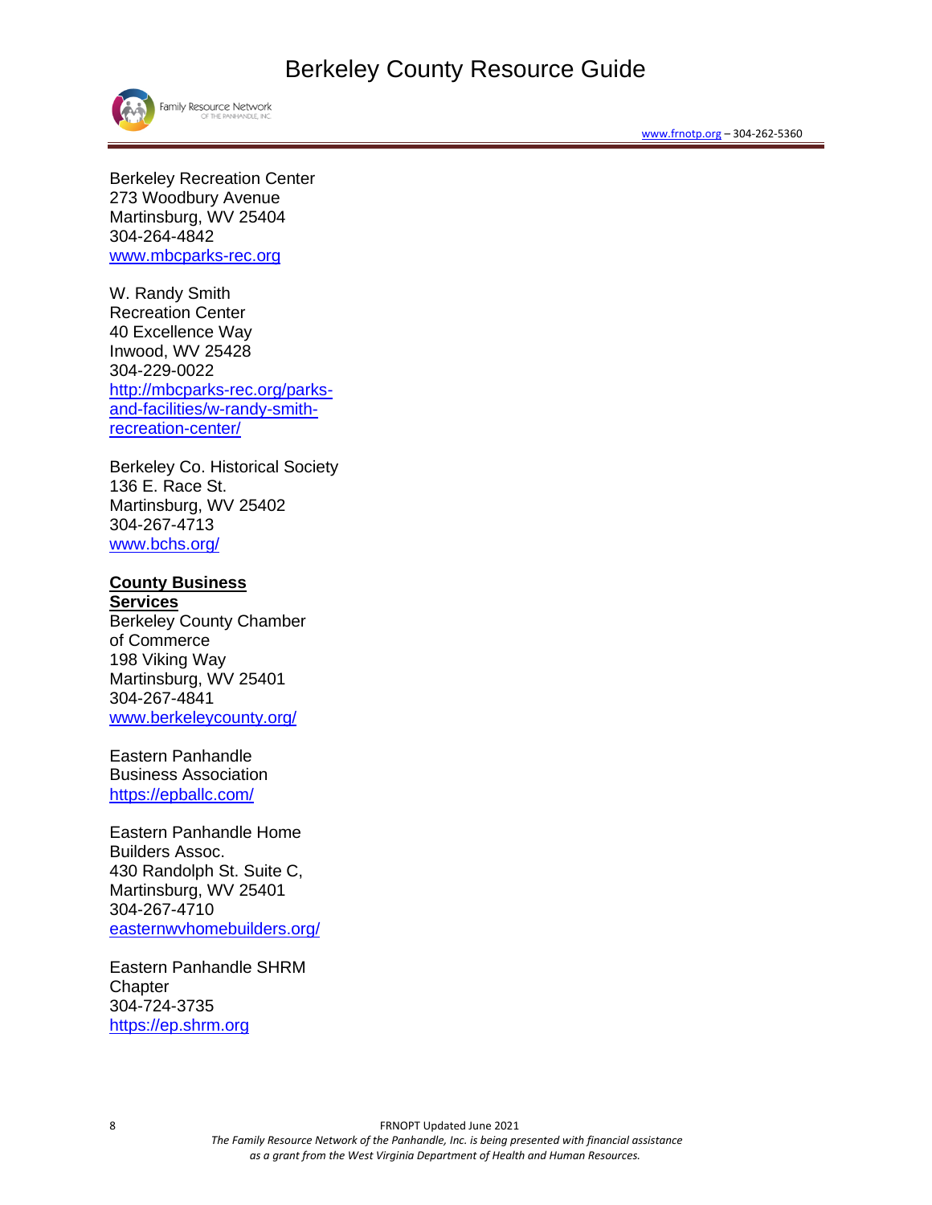Berkeley Recreation Center
273 Woodbury Avenue
Martinsburg, WV 25404
304-264-4842
www.mbcparks-rec.org

W. Randy Smith
Recreation Center
40 Excellence Way
Inwood, WV 25428
304-229-0022
http://mbcparks-rec.org/parks-and-facilities/w-randy-smith-recreation-center/

Berkeley Co. Historical Society
136 E. Race St.
Martinsburg, WV 25402
304-267-4713
www.bchs.org/

**County Business Services**

Berkeley County Chamber of Commerce
198 Viking Way
Martinsburg, WV 25401
304-267-4841
www.berkeleycounty.org/

Eastern Panhandle
Business Association
https://epballc.com/

Eastern Panhandle Home
Builders Assoc.
430 Randolph St. Suite C,
Martinsburg, WV 25401
304-267-4710
easternwvhomebuilders.org/

Eastern Panhandle SHRM
Chapter
304-724-3735
https://ep.shrm.org